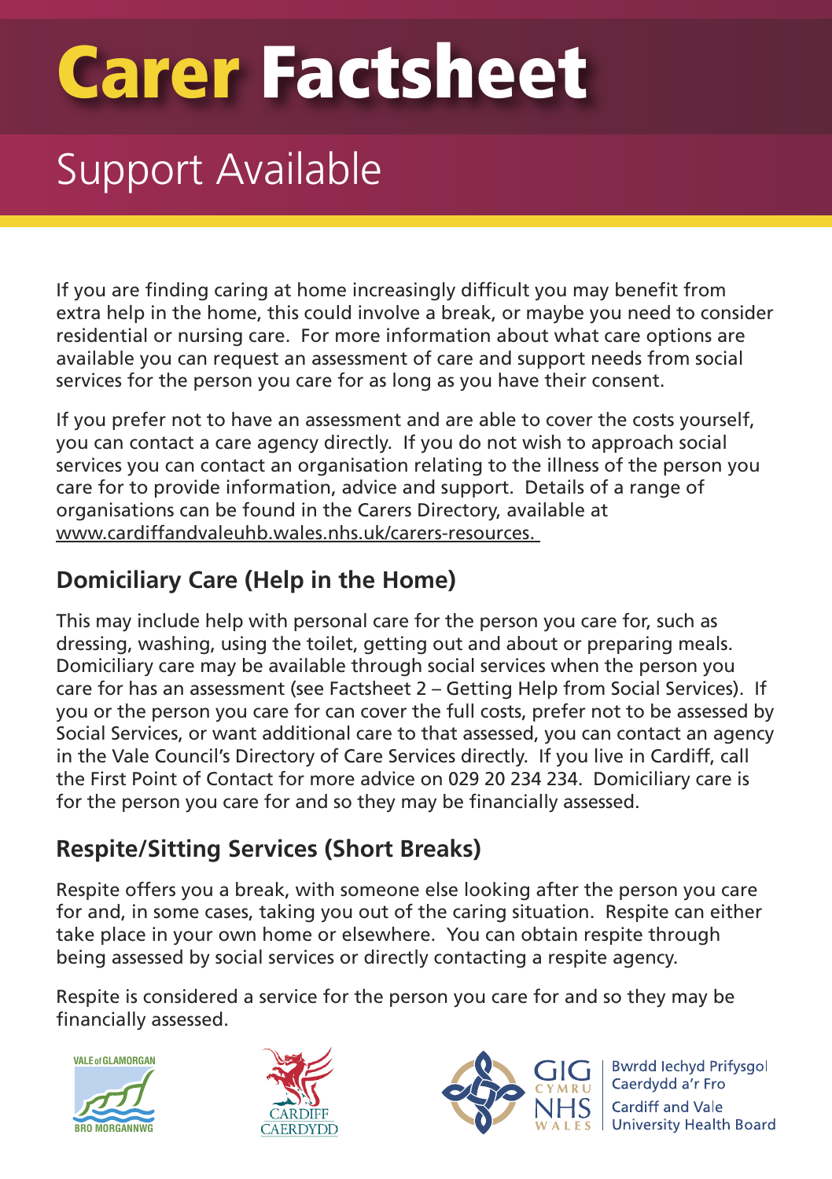# Carer Factsheet

## Support Available

If you are finding caring at home increasingly difficult you may benefit from extra help in the home, this could involve a break, or maybe you need to consider residential or nursing care. For more information about what care options are available you can request an assessment of care and support needs from social services for the person you care for as long as you have their consent.

If you prefer not to have an assessment and are able to cover the costs yourself, you can contact a care agency directly. If you do not wish to approach social services you can contact an organisation relating to the illness of the person you care for to provide information, advice and support. Details of a range of organisations can be found in the Carers Directory, available at www.cardiffandvaleuhb.wales.nhs.uk/carers-resources.

### Domiciliary Care (Help in the Home)

This may include help with personal care for the person you care for, such as dressing, washing, using the toilet, getting out and about or preparing meals. Domiciliary care may be available through social services when the person you care for has an assessment (see Factsheet 2 – Getting Help from Social Services). If you or the person you care for can cover the full costs, prefer not to be assessed by Social Services, or want additional care to that assessed, you can contact an agency in the Vale Council's Directory of Care Services directly. If you live in Cardiff, call the First Point of Contact for more advice on 029 20 234 234. Domiciliary care is for the person you care for and so they may be financially assessed.

### Respite/Sitting Services (Short Breaks)

Respite offers you a break, with someone else looking after the person you care for and, in some cases, taking you out of the caring situation. Respite can either take place in your own home or elsewhere. You can obtain respite through being assessed by social services or directly contacting a respite agency.

Respite is considered a service for the person you care for and so they may be financially assessed.

VALE of GLAMORGAN BRO MORGANNWG

CARDIFF CAERDYDD

GIG CYMRU NHS WALES | Bwrdd Iechyd Prifysgol Caerdydd a'r Fro | Cardiff and Vale University Health Board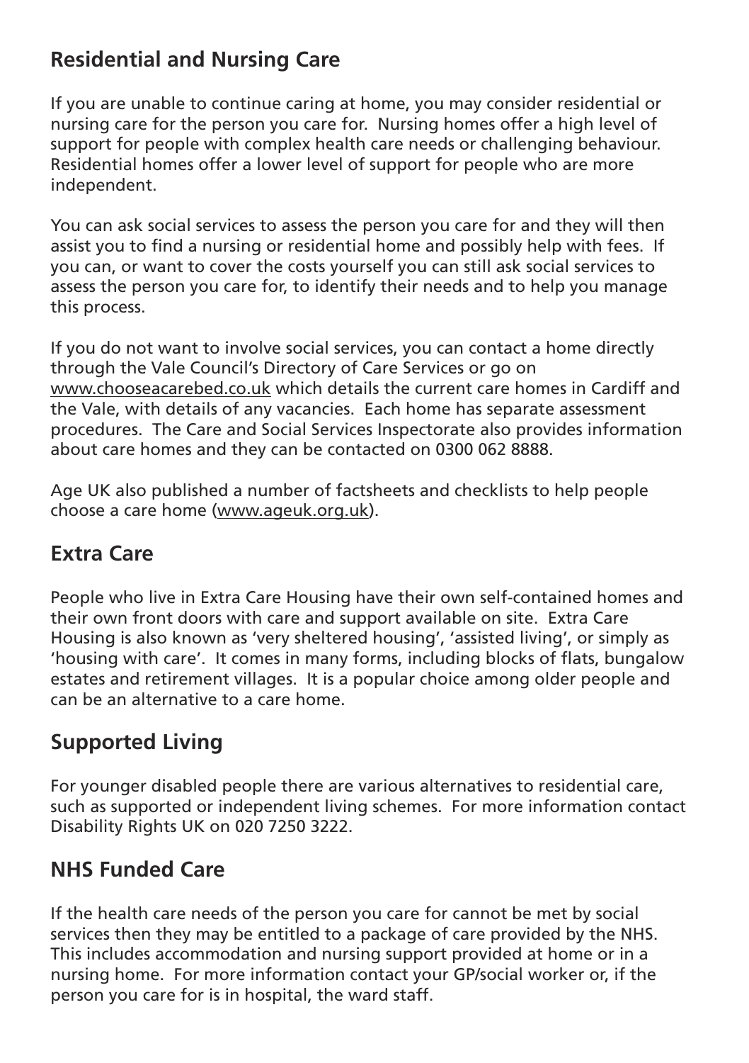## Residential and Nursing Care

If you are unable to continue caring at home, you may consider residential or nursing care for the person you care for. Nursing homes offer a high level of support for people with complex health care needs or challenging behaviour. Residential homes offer a lower level of support for people who are more independent.

You can ask social services to assess the person you care for and they will then assist you to find a nursing or residential home and possibly help with fees. If you can, or want to cover the costs yourself you can still ask social services to assess the person you care for, to identify their needs and to help you manage this process.

If you do not want to involve social services, you can contact a home directly through the Vale Council's Directory of Care Services or go on www.chooseacarebed.co.uk which details the current care homes in Cardiff and the Vale, with details of any vacancies. Each home has separate assessment procedures. The Care and Social Services Inspectorate also provides information about care homes and they can be contacted on 0300 062 8888.

Age UK also published a number of factsheets and checklists to help people choose a care home (www.ageuk.org.uk).

## Extra Care

People who live in Extra Care Housing have their own self-contained homes and their own front doors with care and support available on site. Extra Care Housing is also known as 'very sheltered housing', 'assisted living', or simply as 'housing with care'. It comes in many forms, including blocks of flats, bungalow estates and retirement villages. It is a popular choice among older people and can be an alternative to a care home.

## Supported Living

For younger disabled people there are various alternatives to residential care, such as supported or independent living schemes. For more information contact Disability Rights UK on 020 7250 3222.

## NHS Funded Care

If the health care needs of the person you care for cannot be met by social services then they may be entitled to a package of care provided by the NHS. This includes accommodation and nursing support provided at home or in a nursing home. For more information contact your GP/social worker or, if the person you care for is in hospital, the ward staff.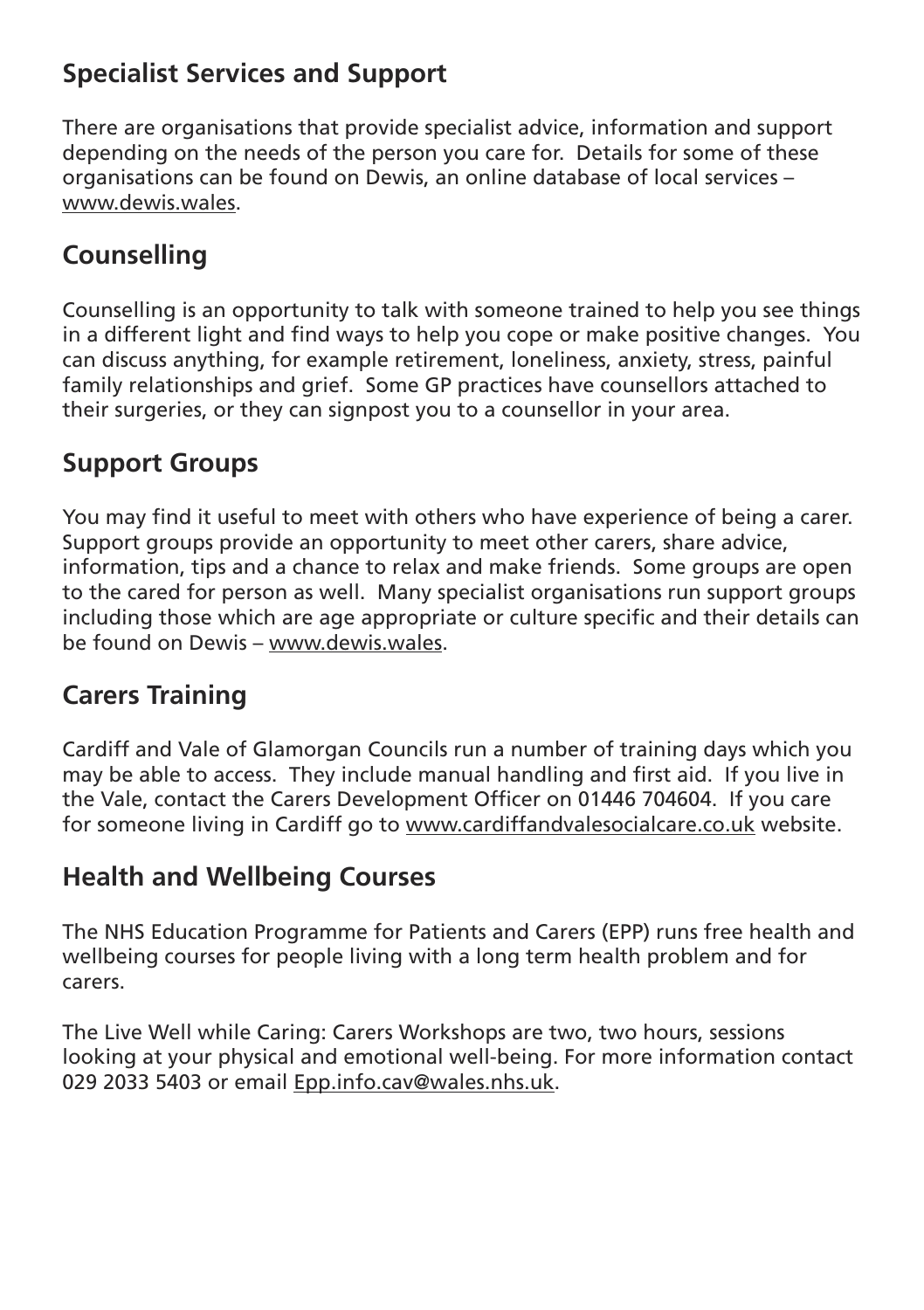## Specialist Services and Support

There are organisations that provide specialist advice, information and support depending on the needs of the person you care for. Details for some of these organisations can be found on Dewis, an online database of local services – www.dewis.wales.

## Counselling

Counselling is an opportunity to talk with someone trained to help you see things in a different light and find ways to help you cope or make positive changes. You can discuss anything, for example retirement, loneliness, anxiety, stress, painful family relationships and grief. Some GP practices have counsellors attached to their surgeries, or they can signpost you to a counsellor in your area.

## Support Groups

You may find it useful to meet with others who have experience of being a carer. Support groups provide an opportunity to meet other carers, share advice, information, tips and a chance to relax and make friends. Some groups are open to the cared for person as well. Many specialist organisations run support groups including those which are age appropriate or culture specific and their details can be found on Dewis – www.dewis.wales.

## Carers Training

Cardiff and Vale of Glamorgan Councils run a number of training days which you may be able to access. They include manual handling and first aid. If you live in the Vale, contact the Carers Development Officer on 01446 704604. If you care for someone living in Cardiff go to www.cardiffandvalesocialcare.co.uk website.

## Health and Wellbeing Courses

The NHS Education Programme for Patients and Carers (EPP) runs free health and wellbeing courses for people living with a long term health problem and for carers.

The Live Well while Caring: Carers Workshops are two, two hours, sessions looking at your physical and emotional well-being. For more information contact 029 2033 5403 or email Epp.info.cav@wales.nhs.uk.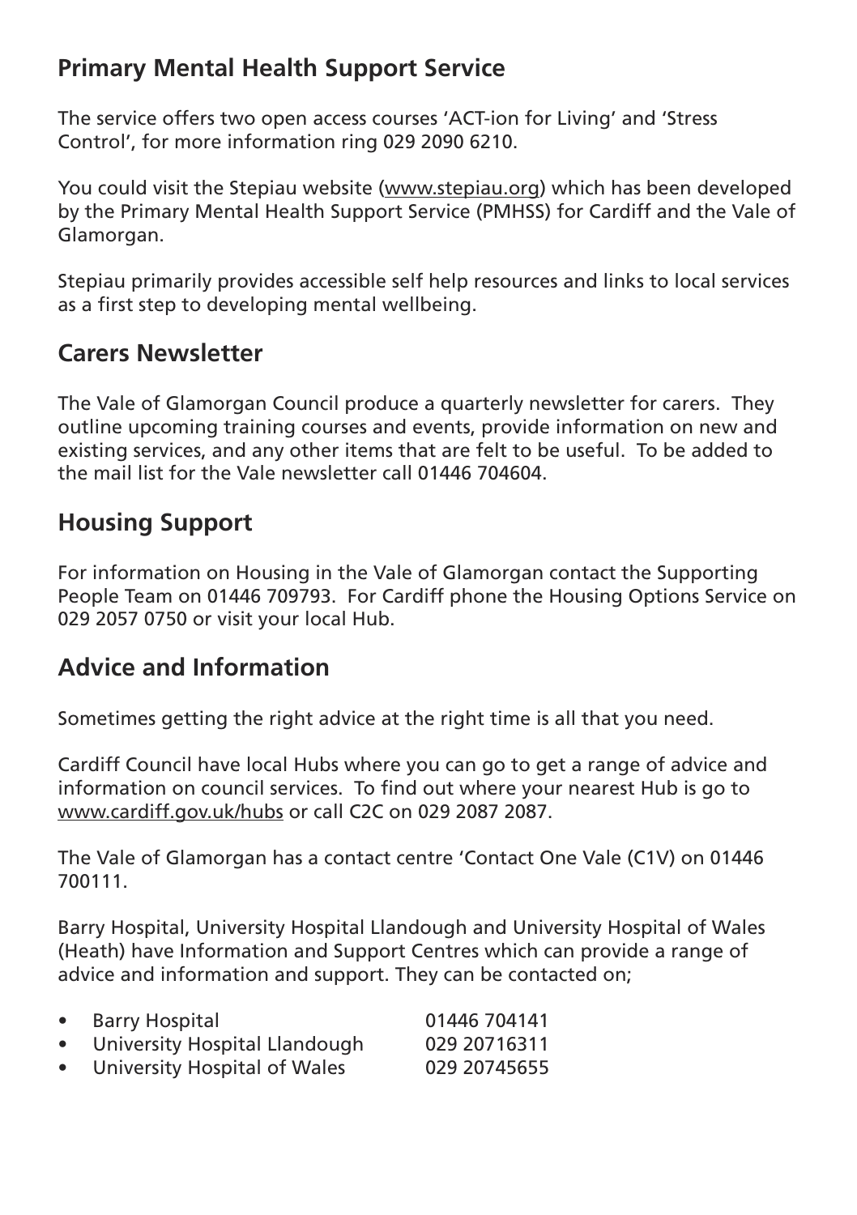## Primary Mental Health Support Service

The service offers two open access courses 'ACT-ion for Living' and 'Stress Control', for more information ring 029 2090 6210.

You could visit the Stepiau website (www.stepiau.org) which has been developed by the Primary Mental Health Support Service (PMHSS) for Cardiff and the Vale of Glamorgan.

Stepiau primarily provides accessible self help resources and links to local services as a first step to developing mental wellbeing.

## Carers Newsletter

The Vale of Glamorgan Council produce a quarterly newsletter for carers. They outline upcoming training courses and events, provide information on new and existing services, and any other items that are felt to be useful. To be added to the mail list for the Vale newsletter call 01446 704604.

## Housing Support

For information on Housing in the Vale of Glamorgan contact the Supporting People Team on 01446 709793. For Cardiff phone the Housing Options Service on 029 2057 0750 or visit your local Hub.

## Advice and Information

Sometimes getting the right advice at the right time is all that you need.

Cardiff Council have local Hubs where you can go to get a range of advice and information on council services. To find out where your nearest Hub is go to www.cardiff.gov.uk/hubs or call C2C on 029 2087 2087.

The Vale of Glamorgan has a contact centre 'Contact One Vale (C1V) on 01446 700111.

Barry Hospital, University Hospital Llandough and University Hospital of Wales (Heath) have Information and Support Centres which can provide a range of advice and information and support. They can be contacted on;

- Barry Hospital 01446 704141
- University Hospital Llandough 029 20716311
- University Hospital of Wales 029 20745655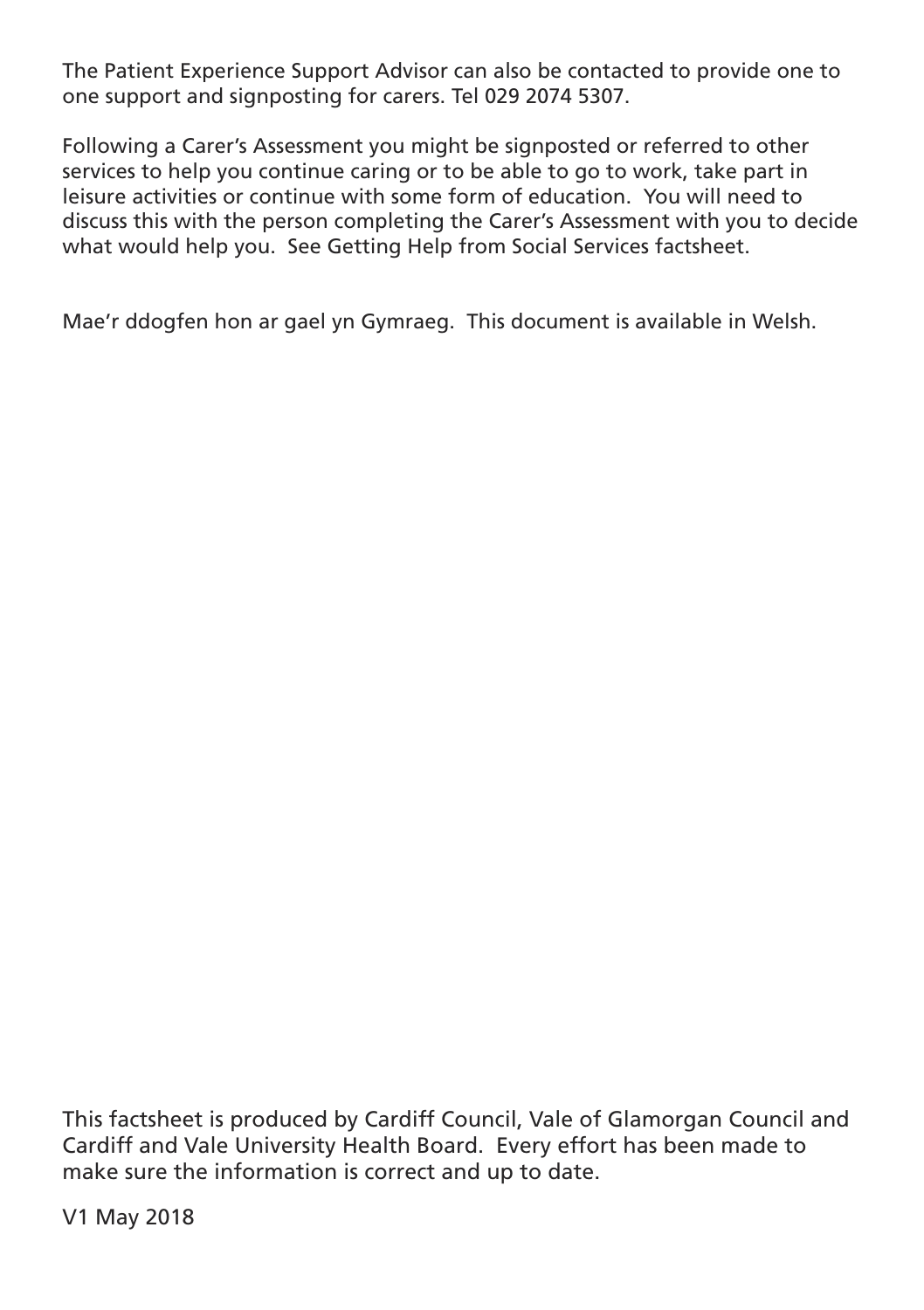The Patient Experience Support Advisor can also be contacted to provide one to one support and signposting for carers. Tel 029 2074 5307.

Following a Carer's Assessment you might be signposted or referred to other services to help you continue caring or to be able to go to work, take part in leisure activities or continue with some form of education. You will need to discuss this with the person completing the Carer's Assessment with you to decide what would help you. See Getting Help from Social Services factsheet.

Mae'r ddogfen hon ar gael yn Gymraeg. This document is available in Welsh.

This factsheet is produced by Cardiff Council, Vale of Glamorgan Council and Cardiff and Vale University Health Board. Every effort has been made to make sure the information is correct and up to date.

V1 May 2018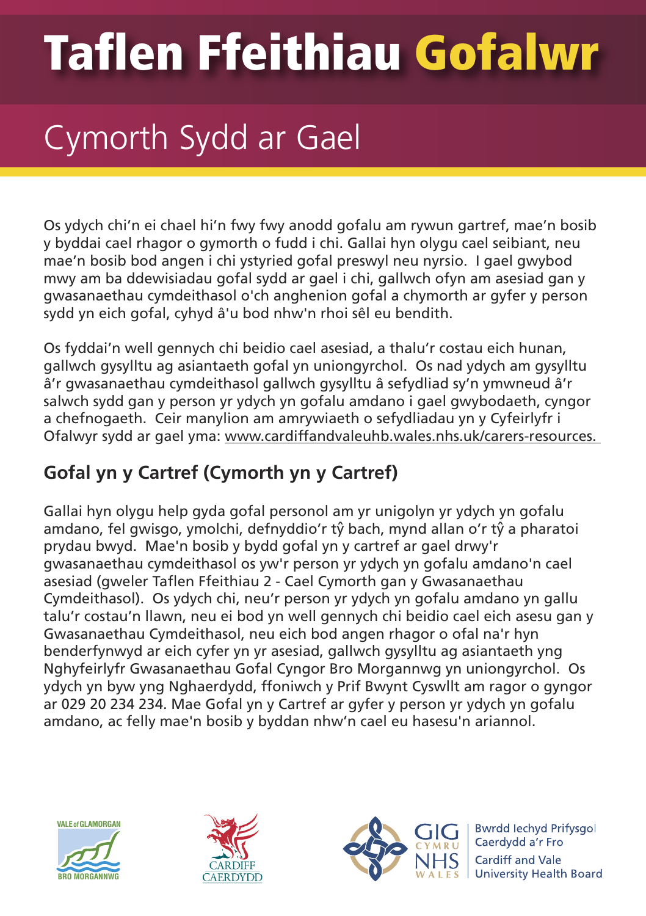# Taflen Ffeithiau Gofalwr

## Cymorth Sydd ar Gael

Os ydych chi'n ei chael hi'n fwy fwy anodd gofalu am rywun gartref, mae'n bosib y byddai cael rhagor o gymorth o fudd i chi. Gallai hyn olygu cael seibiant, neu mae'n bosib bod angen i chi ystyried gofal preswyl neu nyrsio. I gael gwybod mwy am ba ddewisiadau gofal sydd ar gael i chi, gallwch ofyn am asesiad gan y gwasanaethau cymdeithasol o'ch anghenion gofal a chymorth ar gyfer y person sydd yn eich gofal, cyhyd â'u bod nhw'n rhoi sêl eu bendith.

Os fyddai'n well gennych chi beidio cael asesiad, a thalu'r costau eich hunan, gallwch gysylltu ag asiantaeth gofal yn uniongyrchol. Os nad ydych am gysylltu â'r gwasanaethau cymdeithasol gallwch gysylltu â sefydliad sy'n ymwneud â'r salwch sydd gan y person yr ydych yn gofalu amdano i gael gwybodaeth, cyngor a chefnogaeth. Ceir manylion am amrywiaeth o sefydliadau yn y Cyfeirlyfr i Ofalwyr sydd ar gael yma: www.cardiffandvaleuhb.wales.nhs.uk/carers-resources.

### Gofal yn y Cartref (Cymorth yn y Cartref)

Gallai hyn olygu help gyda gofal personol am yr unigolyn yr ydych yn gofalu amdano, fel gwisgo, ymolchi, defnyddio'r tŷ bach, mynd allan o'r tŷ a pharatoi prydau bwyd. Mae'n bosib y bydd gofal yn y cartref ar gael drwy'r gwasanaethau cymdeithasol os yw'r person yr ydych yn gofalu amdano'n cael asesiad (gweler Taflen Ffeithiau 2 - Cael Cymorth gan y Gwasanaethau Cymdeithasol). Os ydych chi, neu'r person yr ydych yn gofalu amdano yn gallu talu'r costau'n llawn, neu ei bod yn well gennych chi beidio cael eich asesu gan y Gwasanaethau Cymdeithasol, neu eich bod angen rhagor o ofal na'r hyn benderfynwyd ar eich cyfer yn yr asesiad, gallwch gysylltu ag asiantaeth yng Nghyfeirlyfr Gwasanaethau Gofal Cyngor Bro Morgannwg yn uniongyrchol. Os ydych yn byw yng Nghaerdydd, ffoniwch y Prif Bwynt Cyswllt am ragor o gyngor ar 029 20 234 234. Mae Gofal yn y Cartref ar gyfer y person yr ydych yn gofalu amdano, ac felly mae'n bosib y byddan nhw'n cael eu hasesu'n ariannol.

Vale of Glamorgan / Bro Morgannwg — Cardiff / Caerdydd — GIG Cymru / NHS Wales — Bwrdd Iechyd Prifysgol Caerdydd a'r Fro / Cardiff and Vale University Health Board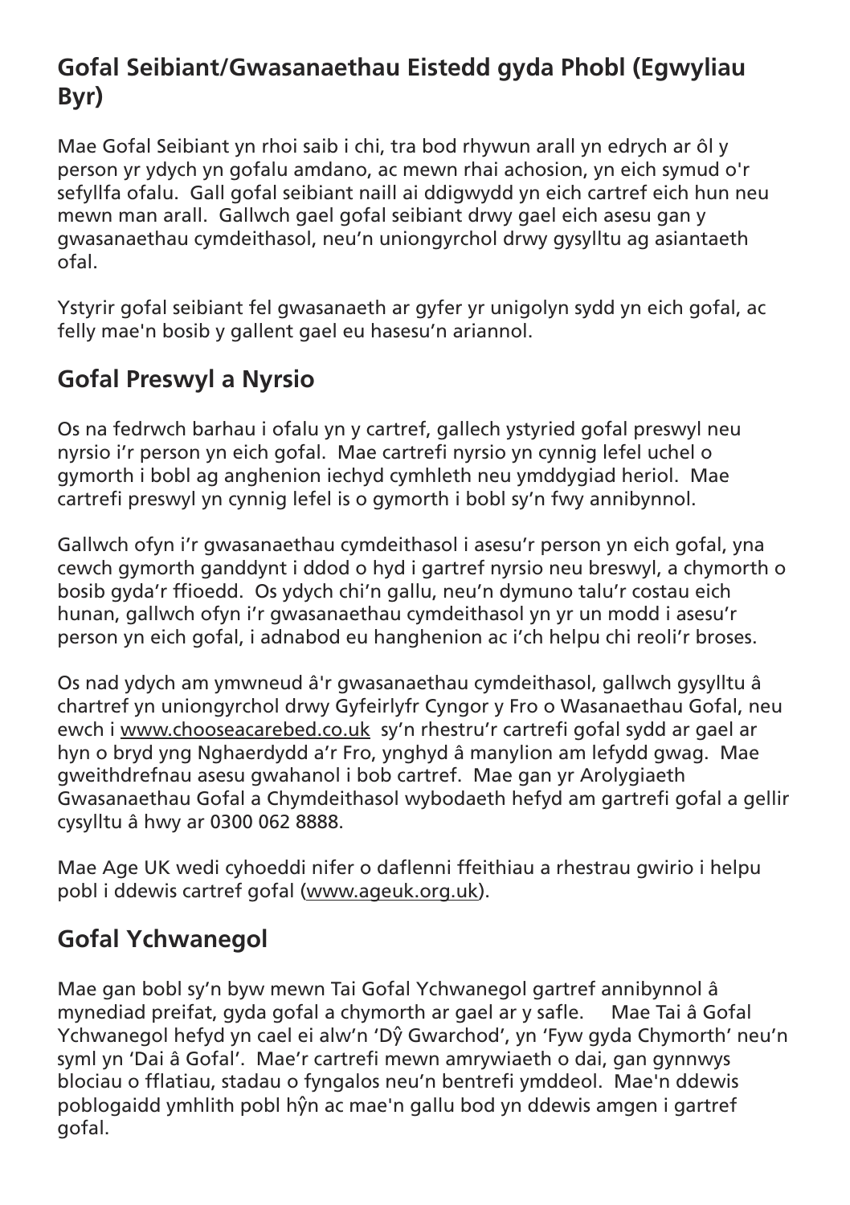## Gofal Seibiant/Gwasanaethau Eistedd gyda Phobl (Egwyliau Byr)

Mae Gofal Seibiant yn rhoi saib i chi, tra bod rhywun arall yn edrych ar ôl y person yr ydych yn gofalu amdano, ac mewn rhai achosion, yn eich symud o'r sefyllfa ofalu. Gall gofal seibiant naill ai ddigwydd yn eich cartref eich hun neu mewn man arall. Gallwch gael gofal seibiant drwy gael eich asesu gan y gwasanaethau cymdeithasol, neu'n uniongyrchol drwy gysylltu ag asiantaeth ofal.

Ystyrir gofal seibiant fel gwasanaeth ar gyfer yr unigolyn sydd yn eich gofal, ac felly mae'n bosib y gallent gael eu hasesu'n ariannol.

## Gofal Preswyl a Nyrsio

Os na fedrwch barhau i ofalu yn y cartref, gallech ystyried gofal preswyl neu nyrsio i'r person yn eich gofal. Mae cartrefi nyrsio yn cynnig lefel uchel o gymorth i bobl ag anghenion iechyd cymhleth neu ymddygiad heriol. Mae cartrefi preswyl yn cynnig lefel is o gymorth i bobl sy'n fwy annibynnol.

Gallwch ofyn i'r gwasanaethau cymdeithasol i asesu'r person yn eich gofal, yna cewch gymorth ganddynt i ddod o hyd i gartref nyrsio neu breswyl, a chymorth o bosib gyda'r ffioedd. Os ydych chi'n gallu, neu'n dymuno talu'r costau eich hunan, gallwch ofyn i'r gwasanaethau cymdeithasol yn yr un modd i asesu'r person yn eich gofal, i adnabod eu hanghenion ac i'ch helpu chi reoli'r broses.

Os nad ydych am ymwneud â'r gwasanaethau cymdeithasol, gallwch gysylltu â chartref yn uniongyrchol drwy Gyfeirlyfr Cyngor y Fro o Wasanaethau Gofal, neu ewch i www.chooseacarebed.co.uk sy'n rhestru'r cartrefi gofal sydd ar gael ar hyn o bryd yng Nghaerdydd a'r Fro, ynghyd â manylion am lefydd gwag. Mae gweithdrefnau asesu gwahanol i bob cartref. Mae gan yr Arolygiaeth Gwasanaethau Gofal a Chymdeithasol wybodaeth hefyd am gartrefi gofal a gellir cysylltu â hwy ar 0300 062 8888.

Mae Age UK wedi cyhoeddi nifer o daflenni ffeithiau a rhestrau gwirio i helpu pobl i ddewis cartref gofal (www.ageuk.org.uk).

## Gofal Ychwanegol

Mae gan bobl sy'n byw mewn Tai Gofal Ychwanegol gartref annibynnol â mynediad preifat, gyda gofal a chymorth ar gael ar y safle. Mae Tai â Gofal Ychwanegol hefyd yn cael ei alw'n 'Dŷ Gwarchod', yn 'Fyw gyda Chymorth' neu'n syml yn 'Dai â Gofal'. Mae'r cartrefi mewn amrywiaeth o dai, gan gynnwys blociau o fflatiau, stadau o fyngalos neu'n bentrefi ymddeol. Mae'n ddewis poblogaidd ymhlith pobl hŷn ac mae'n gallu bod yn ddewis amgen i gartref gofal.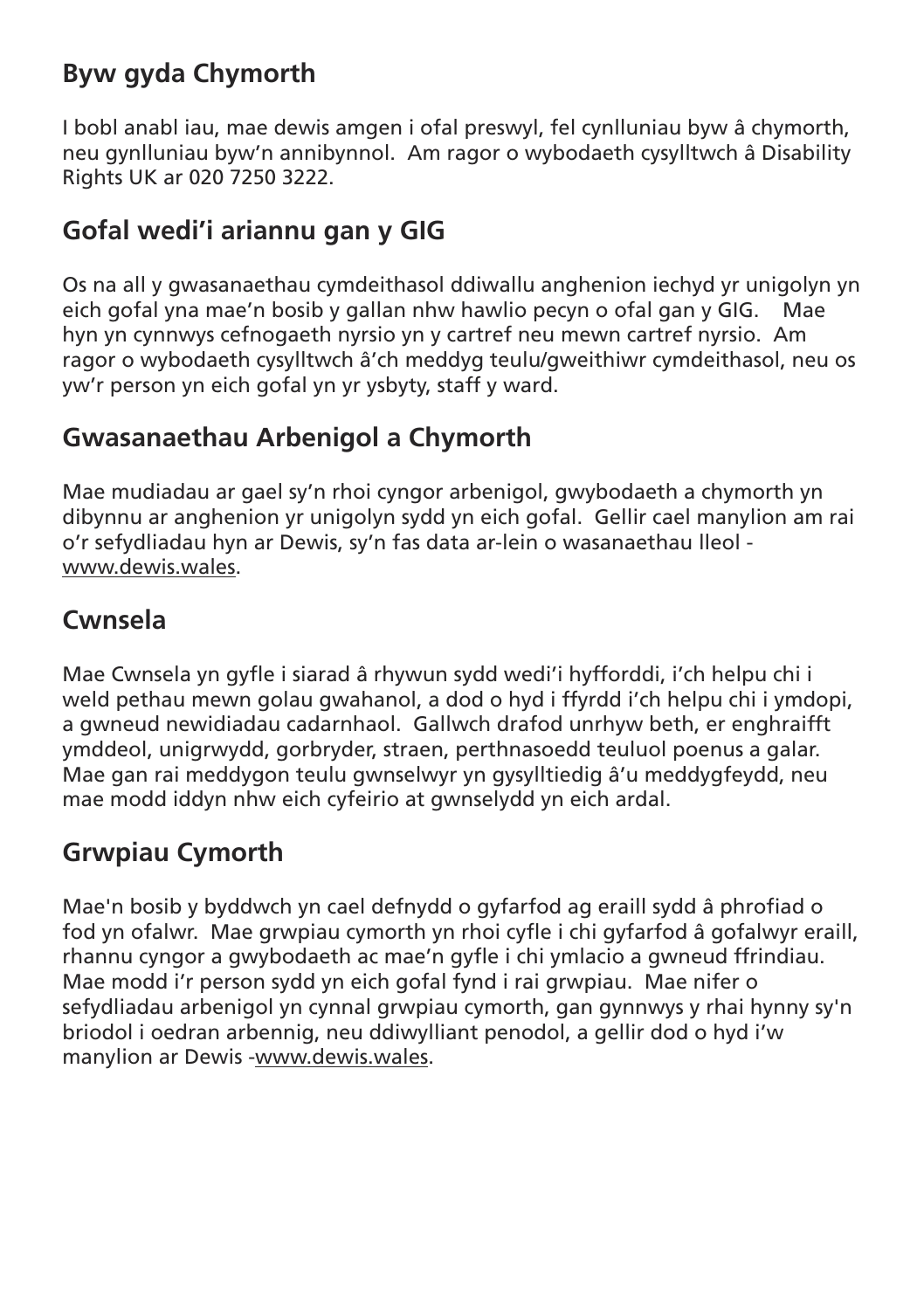## Byw gyda Chymorth

I bobl anabl iau, mae dewis amgen i ofal preswyl, fel cynlluniau byw â chymorth, neu gynlluniau byw'n annibynnol. Am ragor o wybodaeth cysylltwch â Disability Rights UK ar 020 7250 3222.

## Gofal wedi'i ariannu gan y GIG

Os na all y gwasanaethau cymdeithasol ddiwallu anghenion iechyd yr unigolyn yn eich gofal yna mae'n bosib y gallan nhw hawlio pecyn o ofal gan y GIG. Mae hyn yn cynnwys cefnogaeth nyrsio yn y cartref neu mewn cartref nyrsio. Am ragor o wybodaeth cysylltwch â'ch meddyg teulu/gweithiwr cymdeithasol, neu os yw'r person yn eich gofal yn yr ysbyty, staff y ward.

## Gwasanaethau Arbenigol a Chymorth

Mae mudiadau ar gael sy'n rhoi cyngor arbenigol, gwybodaeth a chymorth yn dibynnu ar anghenion yr unigolyn sydd yn eich gofal. Gellir cael manylion am rai o'r sefydliadau hyn ar Dewis, sy'n fas data ar-lein o wasanaethau lleol - www.dewis.wales.

## Cwnsela

Mae Cwnsela yn gyfle i siarad â rhywun sydd wedi'i hyfforddi, i'ch helpu chi i weld pethau mewn golau gwahanol, a dod o hyd i ffyrdd i'ch helpu chi i ymdopi, a gwneud newidiadau cadarnhaol. Gallwch drafod unrhyw beth, er enghraifft ymddeol, unigrwydd, gorbryder, straen, perthnasoedd teuluol poenus a galar. Mae gan rai meddygon teulu gwnselwyr yn gysylltiedig â'u meddygfeydd, neu mae modd iddyn nhw eich cyfeirio at gwnselydd yn eich ardal.

## Grwpiau Cymorth

Mae'n bosib y byddwch yn cael defnydd o gyfarfod ag eraill sydd â phrofiad o fod yn ofalwr. Mae grwpiau cymorth yn rhoi cyfle i chi gyfarfod â gofalwyr eraill, rhannu cyngor a gwybodaeth ac mae'n gyfle i chi ymlacio a gwneud ffrindiau. Mae modd i'r person sydd yn eich gofal fynd i rai grwpiau. Mae nifer o sefydliadau arbenigol yn cynnal grwpiau cymorth, gan gynnwys y rhai hynny sy'n briodol i oedran arbennig, neu ddiwylliant penodol, a gellir dod o hyd i'w manylion ar Dewis -www.dewis.wales.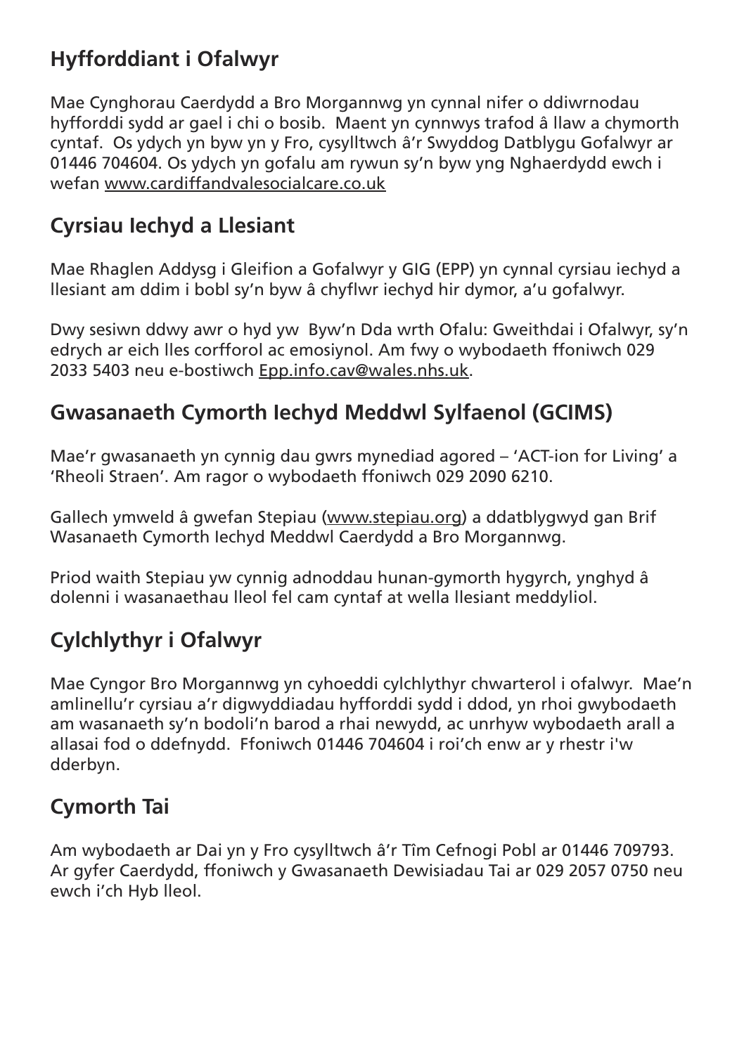## Hyfforddiant i Ofalwyr

Mae Cynghorau Caerdydd a Bro Morgannwg yn cynnal nifer o ddiwrnodau hyfforddi sydd ar gael i chi o bosib. Maent yn cynnwys trafod â llaw a chymorth cyntaf. Os ydych yn byw yn y Fro, cysylltwch â'r Swyddog Datblygu Gofalwyr ar 01446 704604. Os ydych yn gofalu am rywun sy'n byw yng Nghaerdydd ewch i wefan www.cardiffandvalesocialcare.co.uk

## Cyrsiau Iechyd a Llesiant

Mae Rhaglen Addysg i Gleifion a Gofalwyr y GIG (EPP) yn cynnal cyrsiau iechyd a llesiant am ddim i bobl sy'n byw â chyflwr iechyd hir dymor, a'u gofalwyr.

Dwy sesiwn ddwy awr o hyd yw Byw'n Dda wrth Ofalu: Gweithdai i Ofalwyr, sy'n edrych ar eich lles corfforol ac emosiynol. Am fwy o wybodaeth ffoniwch 029 2033 5403 neu e-bostiwch Epp.info.cav@wales.nhs.uk.

## Gwasanaeth Cymorth Iechyd Meddwl Sylfaenol (GCIMS)

Mae'r gwasanaeth yn cynnig dau gwrs mynediad agored – 'ACT-ion for Living' a 'Rheoli Straen'. Am ragor o wybodaeth ffoniwch 029 2090 6210.

Gallech ymweld â gwefan Stepiau (www.stepiau.org) a ddatblygwyd gan Brif Wasanaeth Cymorth Iechyd Meddwl Caerdydd a Bro Morgannwg.

Priod waith Stepiau yw cynnig adnoddau hunan-gymorth hygyrch, ynghyd â dolenni i wasanaethau lleol fel cam cyntaf at wella llesiant meddyliol.

## Cylchlythyr i Ofalwyr

Mae Cyngor Bro Morgannwg yn cyhoeddi cylchlythyr chwarterol i ofalwyr. Mae'n amlinellu'r cyrsiau a'r digwyddiadau hyfforddi sydd i ddod, yn rhoi gwybodaeth am wasanaeth sy'n bodoli'n barod a rhai newydd, ac unrhyw wybodaeth arall a allasai fod o ddefnydd. Ffoniwch 01446 704604 i roi'ch enw ar y rhestr i'w dderbyn.

## Cymorth Tai

Am wybodaeth ar Dai yn y Fro cysylltwch â'r Tîm Cefnogi Pobl ar 01446 709793. Ar gyfer Caerdydd, ffoniwch y Gwasanaeth Dewisiadau Tai ar 029 2057 0750 neu ewch i'ch Hyb lleol.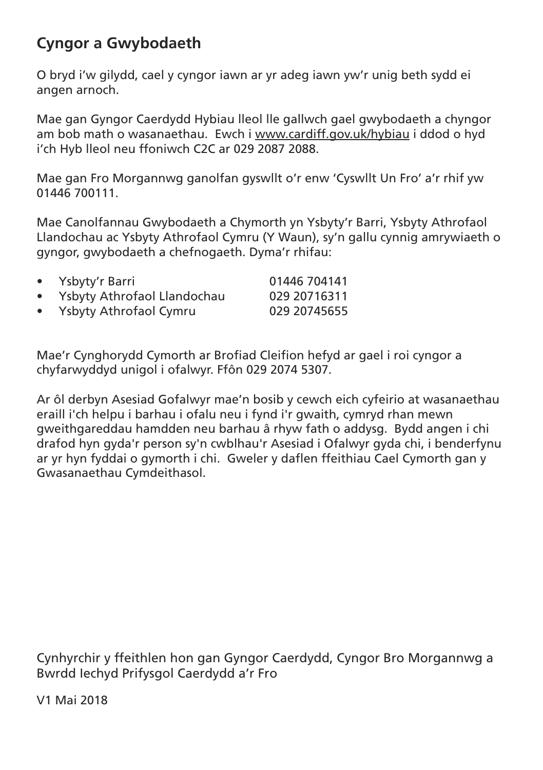## Cyngor a Gwybodaeth

O bryd i'w gilydd, cael y cyngor iawn ar yr adeg iawn yw'r unig beth sydd ei angen arnoch.

Mae gan Gyngor Caerdydd Hybiau lleol lle gallwch gael gwybodaeth a chyngor am bob math o wasanaethau. Ewch i www.cardiff.gov.uk/hybiau i ddod o hyd i'ch Hyb lleol neu ffoniwch C2C ar 029 2087 2088.

Mae gan Fro Morgannwg ganolfan gyswllt o'r enw 'Cyswllt Un Fro' a'r rhif yw 01446 700111.

Mae Canolfannau Gwybodaeth a Chymorth yn Ysbyty'r Barri, Ysbyty Athrofaol Llandochau ac Ysbyty Athrofaol Cymru (Y Waun), sy'n gallu cynnig amrywiaeth o gyngor, gwybodaeth a chefnogaeth. Dyma'r rhifau:

- Ysbyty'r Barri 01446 704141
- Ysbyty Athrofaol Llandochau 029 20716311
- Ysbyty Athrofaol Cymru 029 20745655

Mae'r Cynghorydd Cymorth ar Brofiad Cleifion hefyd ar gael i roi cyngor a chyfarwyddyd unigol i ofalwyr. Ffôn 029 2074 5307.

Ar ôl derbyn Asesiad Gofalwyr mae'n bosib y cewch eich cyfeirio at wasanaethau eraill i'ch helpu i barhau i ofalu neu i fynd i'r gwaith, cymryd rhan mewn gweithgareddau hamdden neu barhau â rhyw fath o addysg. Bydd angen i chi drafod hyn gyda'r person sy'n cwblhau'r Asesiad i Ofalwyr gyda chi, i benderfynu ar yr hyn fyddai o gymorth i chi. Gweler y daflen ffeithiau Cael Cymorth gan y Gwasanaethau Cymdeithasol.

Cynhyrchir y ffeithlen hon gan Gyngor Caerdydd, Cyngor Bro Morgannwg a Bwrdd Iechyd Prifysgol Caerdydd a'r Fro

V1 Mai 2018